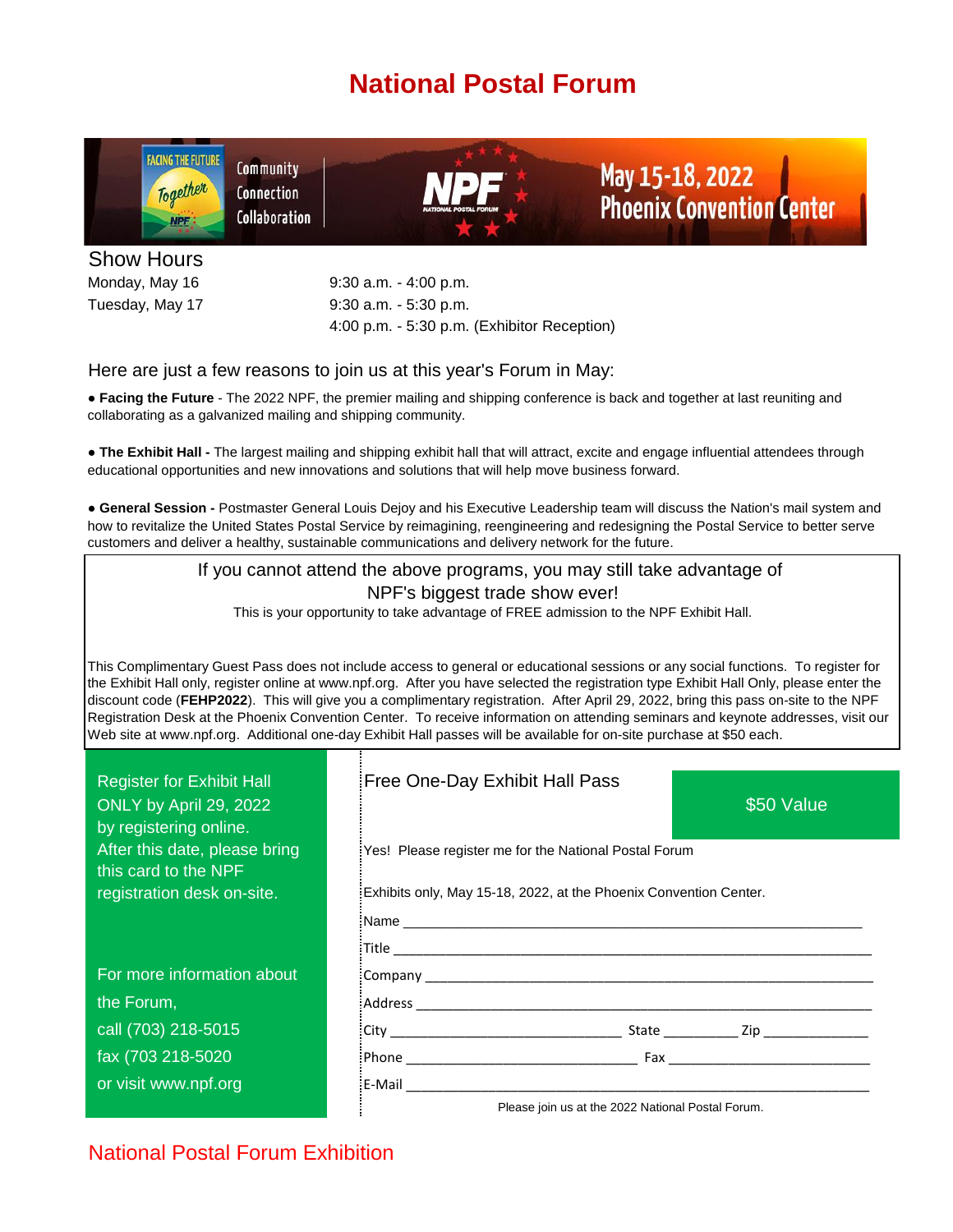# National Postal Forum

FACING THE FUTURE Together NPF

Community
Connection
Collaboration

NPF NATIONAL POSTAL FORUM

May 15-18, 2022
Phoenix Convention Center

## Show Hours

| | |
|---|---|
| Monday, May 16 | 9:30 a.m. - 4:00 p.m. |
| Tuesday, May 17 | 9:30 a.m. - 5:30 p.m. |
| | 4:00 p.m. - 5:30 p.m. (Exhibitor Reception) |

Here are just a few reasons to join us at this year's Forum in May:

- **Facing the Future** - The 2022 NPF, the premier mailing and shipping conference is back and together at last reuniting and collaborating as a galvanized mailing and shipping community.
- **The Exhibit Hall -** The largest mailing and shipping exhibit hall that will attract, excite and engage influential attendees through educational opportunities and new innovations and solutions that will help move business forward.
- **General Session -** Postmaster General Louis Dejoy and his Executive Leadership team will discuss the Nation's mail system and how to revitalize the United States Postal Service by reimagining, reengineering and redesigning the Postal Service to better serve customers and deliver a healthy, sustainable communications and delivery network for the future.

If you cannot attend the above programs, you may still take advantage of NPF's biggest trade show ever!

This is your opportunity to take advantage of FREE admission to the NPF Exhibit Hall.

This Complimentary Guest Pass does not include access to general or educational sessions or any social functions. To register for the Exhibit Hall only, register online at www.npf.org. After you have selected the registration type Exhibit Hall Only, please enter the discount code (**FEHP2022**). This will give you a complimentary registration. After April 29, 2022, bring this pass on-site to the NPF Registration Desk at the Phoenix Convention Center. To receive information on attending seminars and keynote addresses, visit our Web site at www.npf.org. Additional one-day Exhibit Hall passes will be available for on-site purchase at $50 each.

Register for Exhibit Hall ONLY by April 29, 2022 by registering online. After this date, please bring this card to the NPF registration desk on-site.

For more information about the Forum,
call (703) 218-5015
fax (703 218-5020
or visit www.npf.org

Free One-Day Exhibit Hall Pass

$50 Value

Yes! Please register me for the National Postal Forum

Exhibits only, May 15-18, 2022, at the Phoenix Convention Center.

Name ______________________________

Title ______________________________

Company ______________________________

Address ______________________________

City ______________ State _________ Zip ____________

Phone ______________ Fax ______________

E-Mail ______________________________

Please join us at the 2022 National Postal Forum.

National Postal Forum Exhibition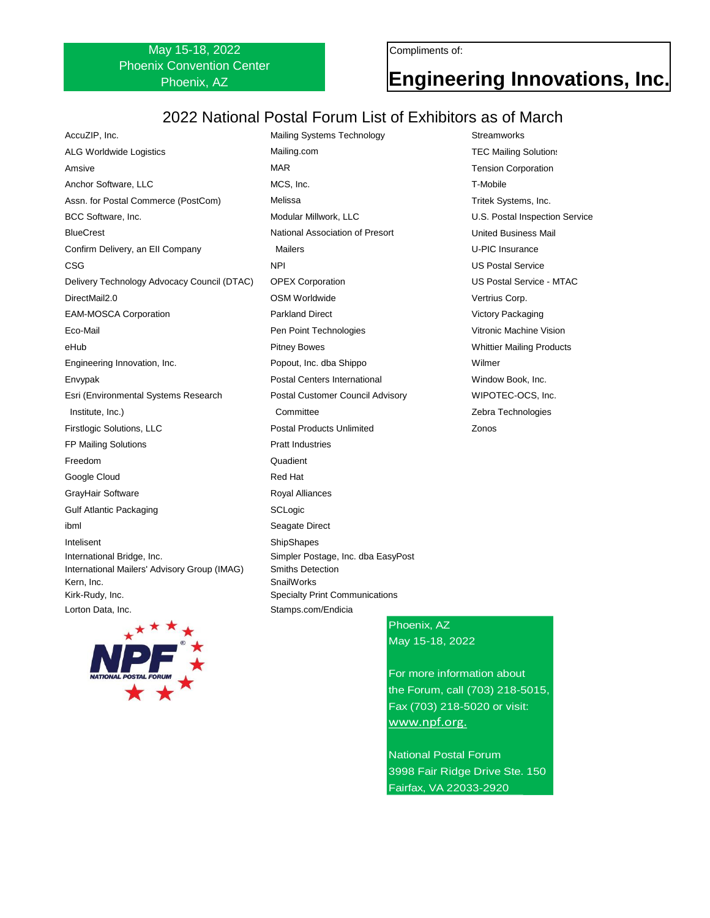May 15-18, 2022
Phoenix Convention Center
Phoenix, AZ

Compliments of:

**Engineering Innovations, Inc.**

# 2022 National Postal Forum List of Exhibitors as of March

AccuZIP, Inc.
ALG Worldwide Logistics
Amsive
Anchor Software, LLC
Assn. for Postal Commerce (PostCom)
BCC Software, Inc.
BlueCrest
Confirm Delivery, an EII Company
CSG
Delivery Technology Advocacy Council (DTAC)
DirectMail2.0
EAM-MOSCA Corporation
Eco-Mail
eHub
Engineering Innovation, Inc.
Envypak
Esri (Environmental Systems Research Institute, Inc.)
Firstlogic Solutions, LLC
FP Mailing Solutions
Freedom
Google Cloud
GrayHair Software
Gulf Atlantic Packaging
ibml
Intelisent
International Bridge, Inc.
International Mailers' Advisory Group (IMAG)
Kern, Inc.
Kirk-Rudy, Inc.
Lorton Data, Inc.
Mailing Systems Technology
Mailing.com
MAR
MCS, Inc.
Melissa
Modular Millwork, LLC
National Association of Presort Mailers
NPI
OPEX Corporation
OSM Worldwide
Parkland Direct
Pen Point Technologies
Pitney Bowes
Popout, Inc. dba Shippo
Postal Centers International
Postal Customer Council Advisory Committee
Postal Products Unlimited
Pratt Industries
Quadient
Red Hat
Royal Alliances
SCLogic
Seagate Direct
ShipShapes
Simpler Postage, Inc. dba EasyPost
Smiths Detection
SnailWorks
Specialty Print Communications
Stamps.com/Endicia
Streamworks
TEC Mailing Solutions
Tension Corporation
T-Mobile
Tritek Systems, Inc.
U.S. Postal Inspection Service
United Business Mail
U-PIC Insurance
US Postal Service
US Postal Service - MTAC
Vertrius Corp.
Victory Packaging
Vitronic Machine Vision
Whittier Mailing Products
Wilmer
Window Book, Inc.
WIPOTEC-OCS, Inc.
Zebra Technologies
Zonos

NPF® NATIONAL POSTAL FORUM

Phoenix, AZ
May 15-18, 2022

For more information about the Forum, call (703) 218-5015, Fax (703) 218-5020 or visit: www.npf.org.

National Postal Forum
3998 Fair Ridge Drive Ste. 150
Fairfax, VA 22033-2920